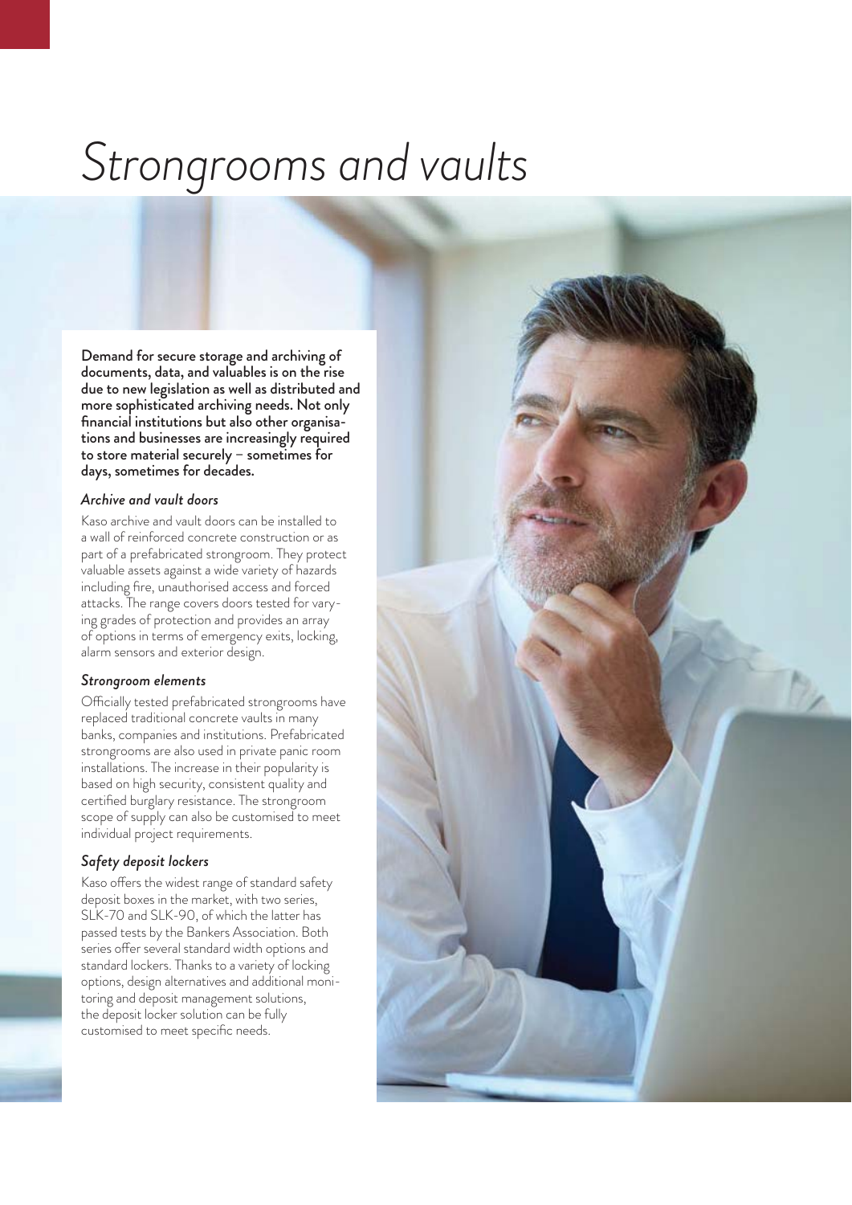# Strongrooms and vaults

**Demand for secure storage and archiving of documents, data, and valuables is on the rise due to new legislation as well as distributed and more sophisticated archiving needs. Not only financial institutions but also other organisations and businesses are increasingly required to store material securely – sometimes for days, sometimes for decades.**

### *Archive and vault doors*

Kaso archive and vault doors can be installed to a wall of reinforced concrete construction or as part of a prefabricated strongroom. They protect valuable assets against a wide variety of hazards including fire, unauthorised access and forced attacks. The range covers doors tested for varying grades of protection and provides an array of options in terms of emergency exits, locking, alarm sensors and exterior design.

### *Strongroom elements*

Officially tested prefabricated strongrooms have replaced traditional concrete vaults in many banks, companies and institutions. Prefabricated strongrooms are also used in private panic room installations. The increase in their popularity is based on high security, consistent quality and certified burglary resistance. The strongroom scope of supply can also be customised to meet individual project requirements.

### *Safety deposit lockers*

Kaso offers the widest range of standard safety deposit boxes in the market, with two series, SLK-70 and SLK-90, of which the latter has passed tests by the Bankers Association. Both series offer several standard width options and standard lockers. Thanks to a variety of locking options, design alternatives and additional monitoring and deposit management solutions, the deposit locker solution can be fully customised to meet specific needs.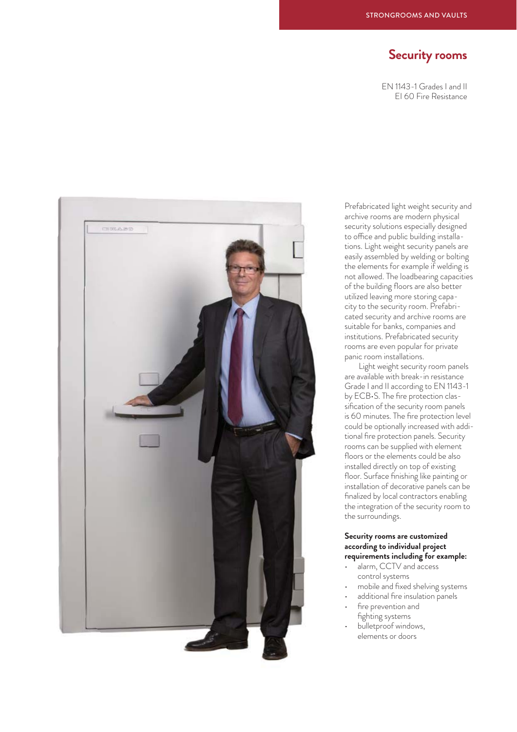# Security rooms

EN 1143-1 Grades I and II
EI 60 Fire Resistance

Prefabricated light weight security and archive rooms are modern physical security solutions especially designed to office and public building installations. Light weight security panels are easily assembled by welding or bolting the elements for example if welding is not allowed. The loadbearing capacities of the building floors are also better utilized leaving more storing capacity to the security room. Prefabricated security and archive rooms are suitable for banks, companies and institutions. Prefabricated security rooms are even popular for private panic room installations.

Light weight security room panels are available with break-in resistance Grade I and II according to EN 1143-1 by ECB•S. The fire protection classification of the security room panels is 60 minutes. The fire protection level could be optionally increased with additional fire protection panels. Security rooms can be supplied with element floors or the elements could be also installed directly on top of existing floor. Surface finishing like painting or installation of decorative panels can be finalized by local contractors enabling the integration of the security room to the surroundings.

**Security rooms are customized according to individual project requirements including for example:**

- alarm, CCTV and access control systems
- mobile and fixed shelving systems
- additional fire insulation panels
- fire prevention and fighting systems
- bulletproof windows, elements or doors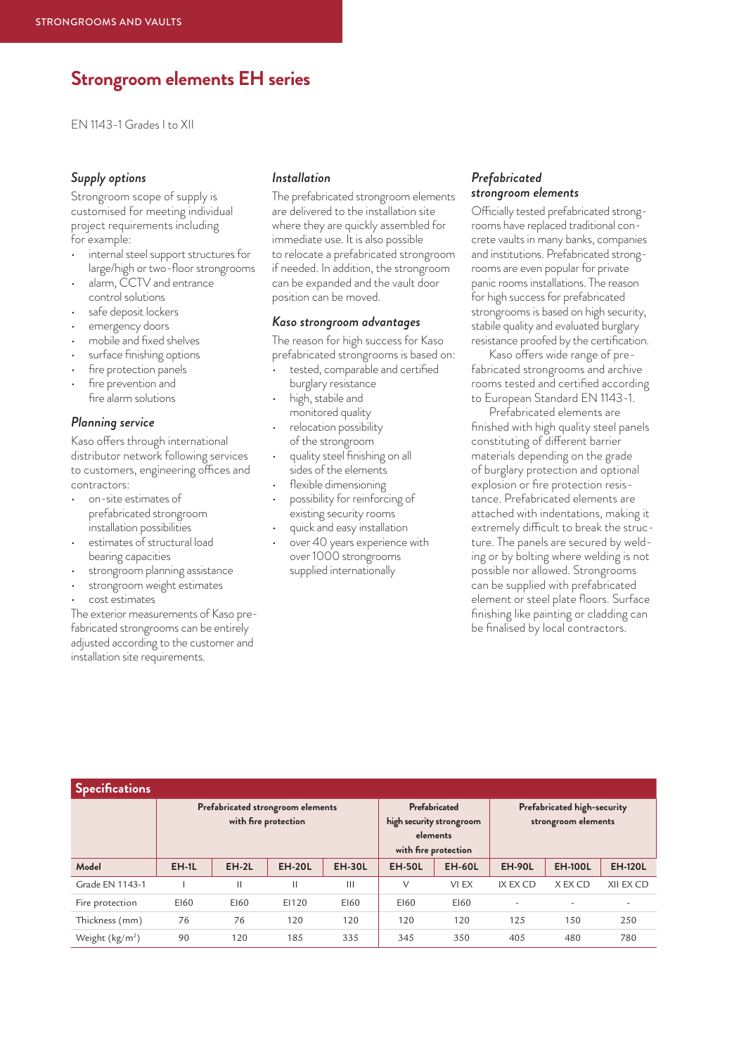# Strongroom elements EH series

EN 1143-1 Grades I to XII

### *Supply options*

Strongroom scope of supply is customised for meeting individual project requirements including for example:

- internal steel support structures for large/high or two-floor strongrooms
- alarm, CCTV and entrance control solutions
- safe deposit lockers
- emergency doors
- mobile and fixed shelves
- surface finishing options
- fire protection panels
- fire prevention and fire alarm solutions

### *Planning service*

Kaso offers through international distributor network following services to customers, engineering offices and contractors:

- on-site estimates of prefabricated strongroom installation possibilities
- estimates of structural load bearing capacities
- strongroom planning assistance
- strongroom weight estimates
- cost estimates

The exterior measurements of Kaso prefabricated strongrooms can be entirely adjusted according to the customer and installation site requirements.

### *Installation*

The prefabricated strongroom elements are delivered to the installation site where they are quickly assembled for immediate use. It is also possible to relocate a prefabricated strongroom if needed. In addition, the strongroom can be expanded and the vault door position can be moved.

### *Kaso strongroom advantages*

The reason for high success for Kaso prefabricated strongrooms is based on:

- tested, comparable and certified burglary resistance
- high, stabile and monitored quality
- relocation possibility of the strongroom
- quality steel finishing on all sides of the elements
- flexible dimensioning
- possibility for reinforcing of existing security rooms
- quick and easy installation
- over 40 years experience with over 1000 strongrooms supplied internationally

### *Prefabricated strongroom elements*

Officially tested prefabricated strongrooms have replaced traditional concrete vaults in many banks, companies and institutions. Prefabricated strongrooms are even popular for private panic rooms installations. The reason for high success for prefabricated strongrooms is based on high security, stabile quality and evaluated burglary resistance proofed by the certification.

Kaso offers wide range of prefabricated strongrooms and archive rooms tested and certified according to European Standard EN 1143-1.

Prefabricated elements are finished with high quality steel panels constituting of different barrier materials depending on the grade of burglary protection and optional explosion or fire protection resistance. Prefabricated elements are attached with indentations, making it extremely difficult to break the structure. The panels are secured by welding or by bolting where welding is not possible nor allowed. Strongrooms can be supplied with prefabricated element or steel plate floors. Surface finishing like painting or cladding can be finalised by local contractors.

## Specifications

| | Prefabricated strongroom elements with fire protection | | | | Prefabricated high security strongroom elements with fire protection | | Prefabricated high-security strongroom elements | | |
|---|---|---|---|---|---|---|---|---|---|
| **Model** | **EH-1L** | **EH-2L** | **EH-20L** | **EH-30L** | **EH-50L** | **EH-60L** | **EH-90L** | **EH-100L** | **EH-120L** |
| Grade EN 1143-1 | I | II | II | III | V | VI EX | IX EX CD | X EX CD | XII EX CD |
| Fire protection | EI60 | EI60 | EI120 | EI60 | EI60 | EI60 | - | - | - |
| Thickness (mm) | 76 | 76 | 120 | 120 | 120 | 120 | 125 | 150 | 250 |
| Weight (kg/m$^2$) | 90 | 120 | 185 | 335 | 345 | 350 | 405 | 480 | 780 |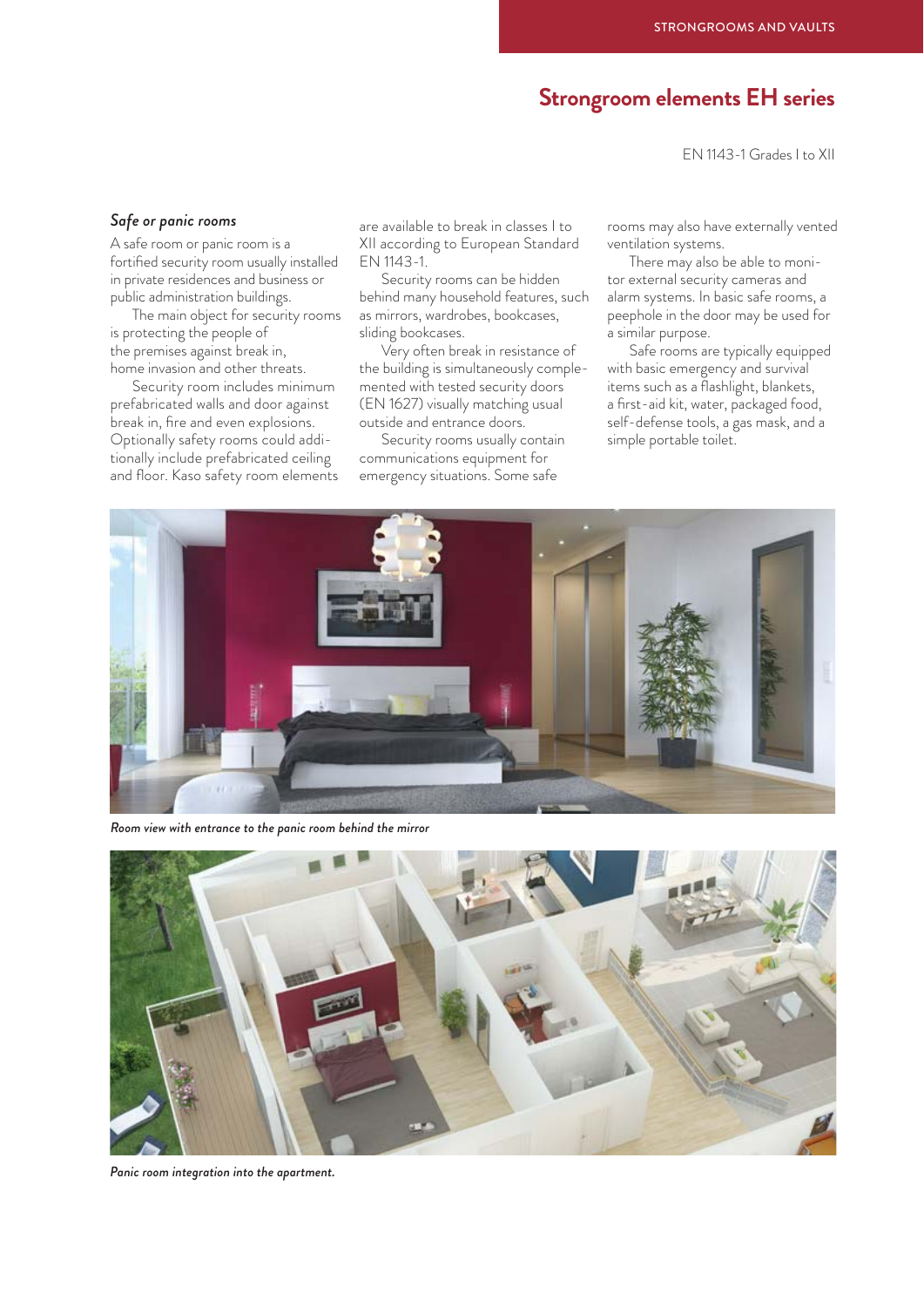# Strongroom elements EH series

EN 1143-1 Grades I to XII

### *Safe or panic rooms*

A safe room or panic room is a fortified security room usually installed in private residences and business or public administration buildings.

The main object for security rooms is protecting the people of the premises against break in, home invasion and other threats.

Security room includes minimum prefabricated walls and door against break in, fire and even explosions. Optionally safety rooms could additionally include prefabricated ceiling and floor. Kaso safety room elements are available to break in classes I to XII according to European Standard EN 1143-1.

Security rooms can be hidden behind many household features, such as mirrors, wardrobes, bookcases, sliding bookcases.

Very often break in resistance of the building is simultaneously complemented with tested security doors (EN 1627) visually matching usual outside and entrance doors.

Security rooms usually contain communications equipment for emergency situations. Some safe rooms may also have externally vented ventilation systems.

There may also be able to monitor external security cameras and alarm systems. In basic safe rooms, a peephole in the door may be used for a similar purpose.

Safe rooms are typically equipped with basic emergency and survival items such as a flashlight, blankets, a first-aid kit, water, packaged food, self-defense tools, a gas mask, and a simple portable toilet.

*Room view with entrance to the panic room behind the mirror*

*Panic room integration into the apartment.*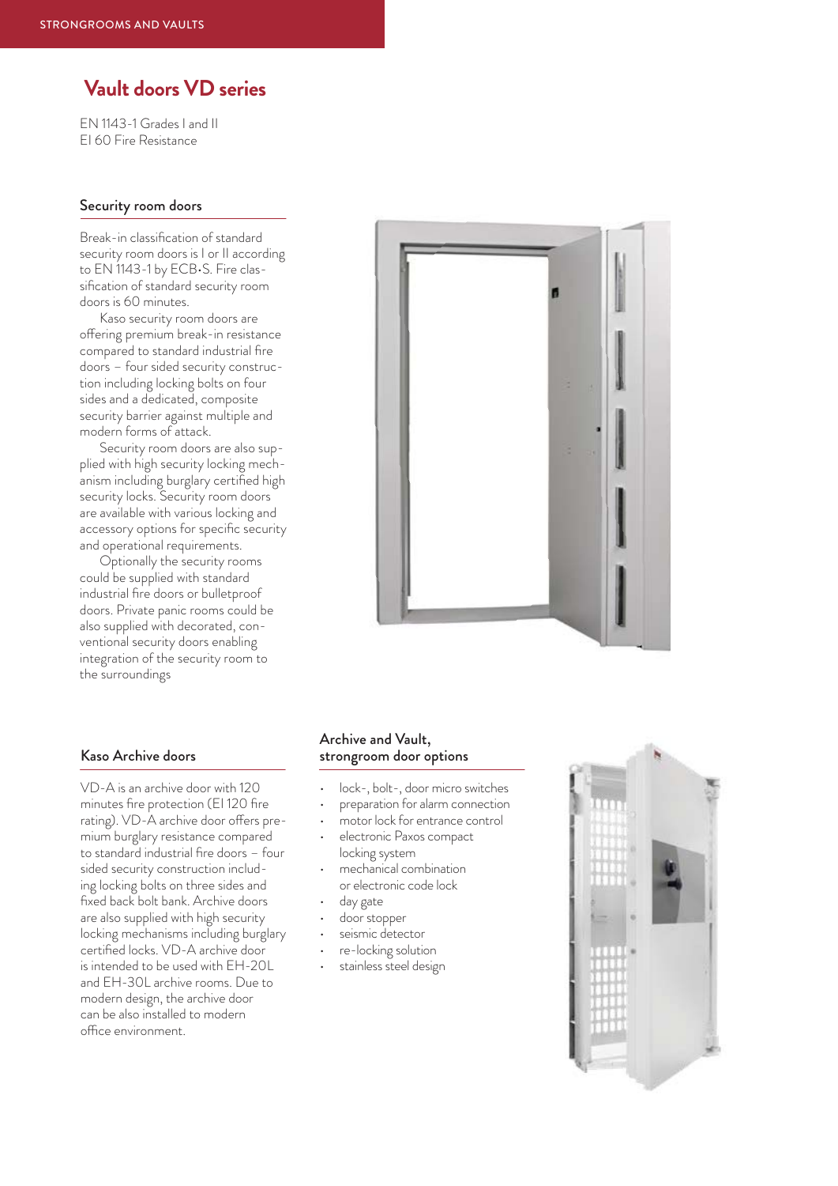# Vault doors VD series

EN 1143-1 Grades I and II
EI 60 Fire Resistance

## Security room doors

Break-in classification of standard security room doors is I or II according to EN 1143-1 by ECB•S. Fire classification of standard security room doors is 60 minutes.

Kaso security room doors are offering premium break-in resistance compared to standard industrial fire doors – four sided security construction including locking bolts on four sides and a dedicated, composite security barrier against multiple and modern forms of attack.

Security room doors are also supplied with high security locking mechanism including burglary certified high security locks. Security room doors are available with various locking and accessory options for specific security and operational requirements.

Optionally the security rooms could be supplied with standard industrial fire doors or bulletproof doors. Private panic rooms could be also supplied with decorated, conventional security doors enabling integration of the security room to the surroundings

## Kaso Archive doors

VD-A is an archive door with 120 minutes fire protection (EI 120 fire rating). VD-A archive door offers premium burglary resistance compared to standard industrial fire doors – four sided security construction including locking bolts on three sides and fixed back bolt bank. Archive doors are also supplied with high security locking mechanisms including burglary certified locks. VD-A archive door is intended to be used with EH-20L and EH-30L archive rooms. Due to modern design, the archive door can be also installed to modern office environment.

## Archive and Vault, strongroom door options

- lock-, bolt-, door micro switches
- preparation for alarm connection
- motor lock for entrance control
- electronic Paxos compact locking system
- mechanical combination or electronic code lock
- day gate
- door stopper
- seismic detector
- re-locking solution
- stainless steel design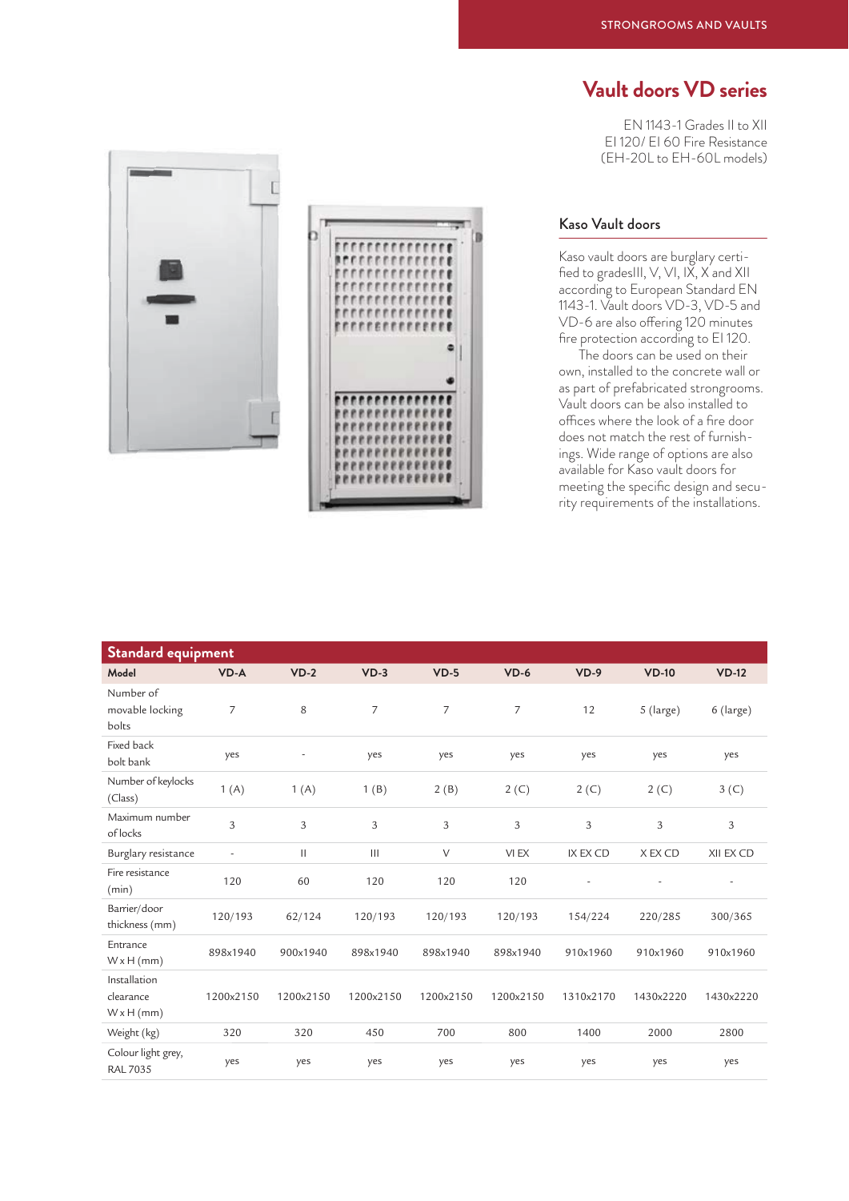# Vault doors VD series

EN 1143-1 Grades II to XII
EI 120/ EI 60 Fire Resistance
(EH-20L to EH-60L models)

## Kaso Vault doors

Kaso vault doors are burglary certified to gradesIII, V, VI, IX, X and XII according to European Standard EN 1143-1. Vault doors VD-3, VD-5 and VD-6 are also offering 120 minutes fire protection according to EI 120.

The doors can be used on their own, installed to the concrete wall or as part of prefabricated strongrooms. Vault doors can be also installed to offices where the look of a fire door does not match the rest of furnishings. Wide range of options are also available for Kaso vault doors for meeting the specific design and security requirements of the installations.

## Standard equipment

| Model | VD-A | VD-2 | VD-3 | VD-5 | VD-6 | VD-9 | VD-10 | VD-12 |
|---|---|---|---|---|---|---|---|---|
| Number of movable locking bolts | 7 | 8 | 7 | 7 | 7 | 12 | 5 (large) | 6 (large) |
| Fixed back bolt bank | yes | - | yes | yes | yes | yes | yes | yes |
| Number of keylocks (Class) | 1 (A) | 1 (A) | 1 (B) | 2 (B) | 2 (C) | 2 (C) | 2 (C) | 3 (C) |
| Maximum number of locks | 3 | 3 | 3 | 3 | 3 | 3 | 3 | 3 |
| Burglary resistance | - | II | III | V | VI EX | IX EX CD | X EX CD | XII EX CD |
| Fire resistance (min) | 120 | 60 | 120 | 120 | 120 | - | - | - |
| Barrier/door thickness (mm) | 120/193 | 62/124 | 120/193 | 120/193 | 120/193 | 154/224 | 220/285 | 300/365 |
| Entrance W x H (mm) | 898x1940 | 900x1940 | 898x1940 | 898x1940 | 898x1940 | 910x1960 | 910x1960 | 910x1960 |
| Installation clearance W x H (mm) | 1200x2150 | 1200x2150 | 1200x2150 | 1200x2150 | 1200x2150 | 1310x2170 | 1430x2220 | 1430x2220 |
| Weight (kg) | 320 | 320 | 450 | 700 | 800 | 1400 | 2000 | 2800 |
| Colour light grey, RAL 7035 | yes | yes | yes | yes | yes | yes | yes | yes |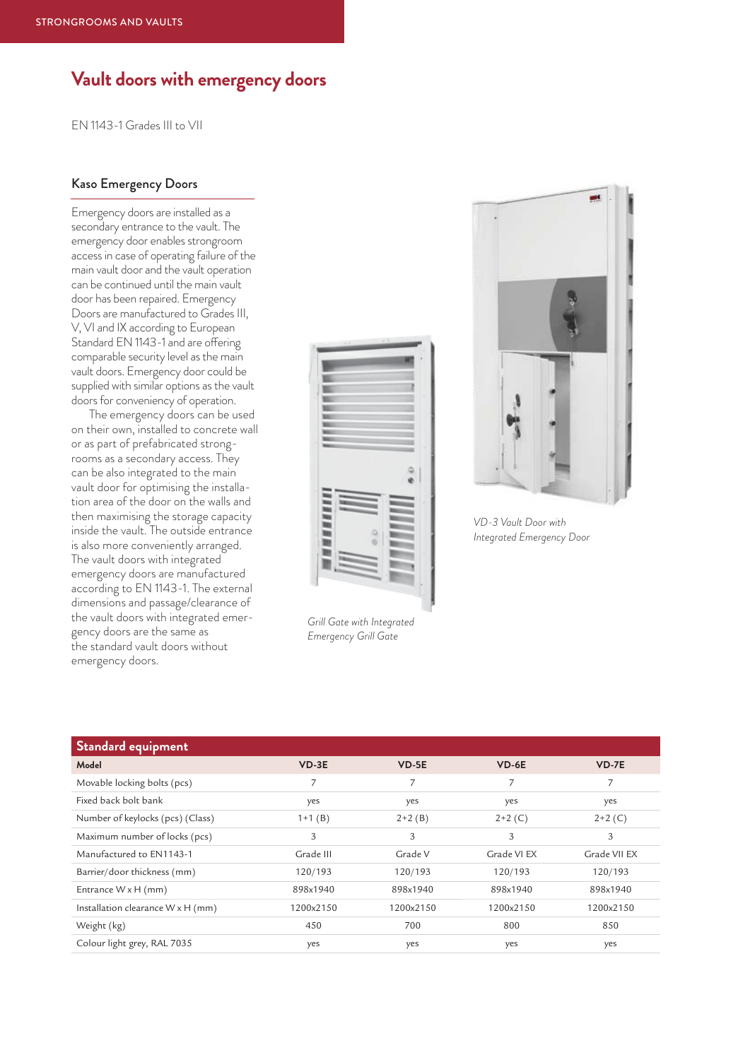# Vault doors with emergency doors

EN 1143-1 Grades III to VII

## Kaso Emergency Doors

Emergency doors are installed as a secondary entrance to the vault. The emergency door enables strongroom access in case of operating failure of the main vault door and the vault operation can be continued until the main vault door has been repaired. Emergency Doors are manufactured to Grades III, V, VI and IX according to European Standard EN 1143-1 and are offering comparable security level as the main vault doors. Emergency door could be supplied with similar options as the vault doors for conveniency of operation.

The emergency doors can be used on their own, installed to concrete wall or as part of prefabricated strongrooms as a secondary access. They can be also integrated to the main vault door for optimising the installation area of the door on the walls and then maximising the storage capacity inside the vault. The outside entrance is also more conveniently arranged. The vault doors with integrated emergency doors are manufactured according to EN 1143-1. The external dimensions and passage/clearance of the vault doors with integrated emergency doors are the same as the standard vault doors without emergency doors.

*Grill Gate with Integrated Emergency Grill Gate*

*VD-3 Vault Door with Integrated Emergency Door*

## Standard equipment

| Model | VD-3E | VD-5E | VD-6E | VD-7E |
|---|---|---|---|---|
| Movable locking bolts (pcs) | 7 | 7 | 7 | 7 |
| Fixed back bolt bank | yes | yes | yes | yes |
| Number of keylocks (pcs) (Class) | 1+1 (B) | 2+2 (B) | 2+2 (C) | 2+2 (C) |
| Maximum number of locks (pcs) | 3 | 3 | 3 | 3 |
| Manufactured to EN1143-1 | Grade III | Grade V | Grade VI EX | Grade VII EX |
| Barrier/door thickness (mm) | 120/193 | 120/193 | 120/193 | 120/193 |
| Entrance W x H (mm) | 898x1940 | 898x1940 | 898x1940 | 898x1940 |
| Installation clearance W x H (mm) | 1200x2150 | 1200x2150 | 1200x2150 | 1200x2150 |
| Weight (kg) | 450 | 700 | 800 | 850 |
| Colour light grey, RAL 7035 | yes | yes | yes | yes |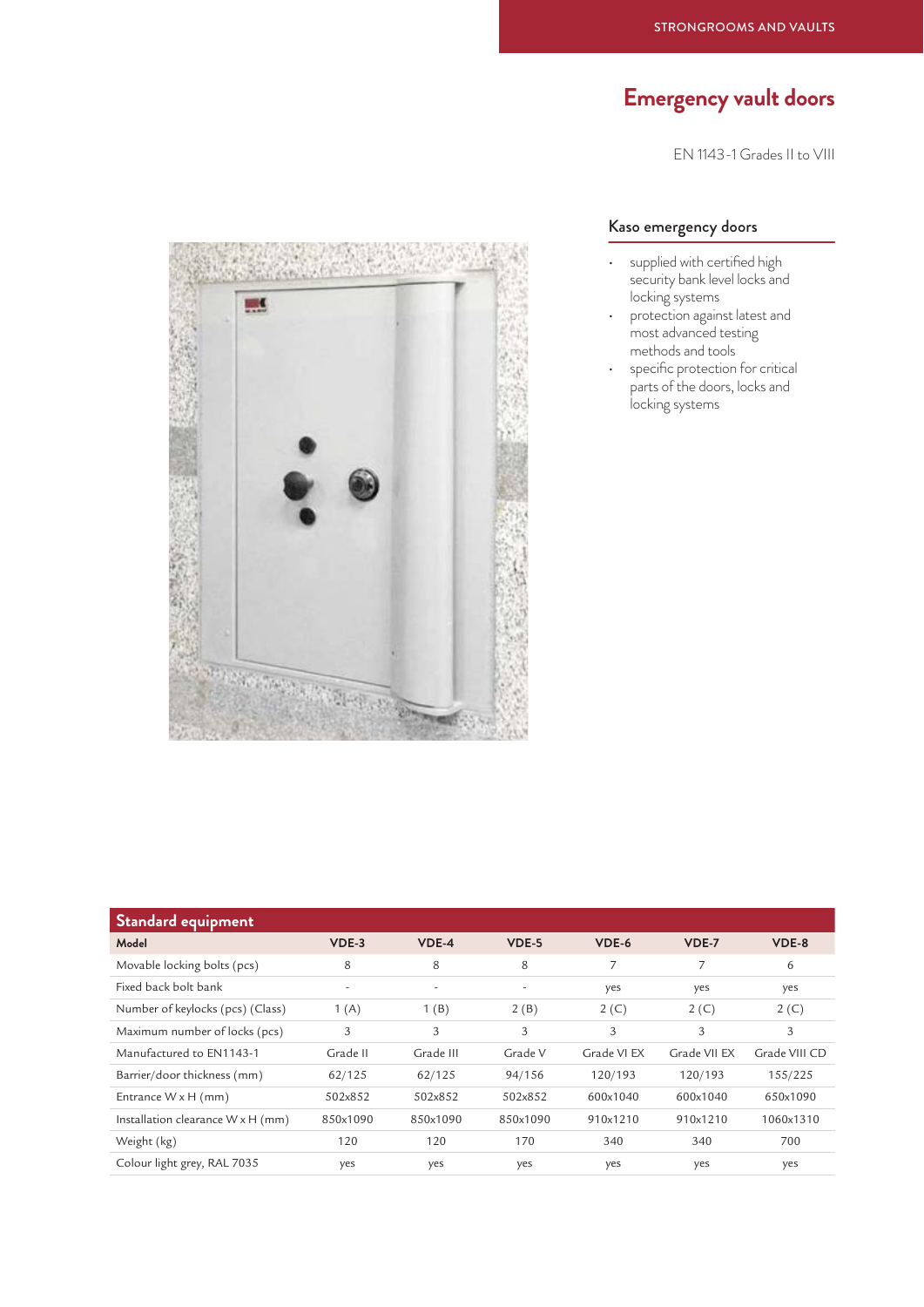# Emergency vault doors

EN 1143-1 Grades II to VIII

## Kaso emergency doors

- supplied with certified high security bank level locks and locking systems
- protection against latest and most advanced testing methods and tools
- specific protection for critical parts of the doors, locks and locking systems

## Standard equipment

| Model | VDE-3 | VDE-4 | VDE-5 | VDE-6 | VDE-7 | VDE-8 |
|---|---|---|---|---|---|---|
| Movable locking bolts (pcs) | 8 | 8 | 8 | 7 | 7 | 6 |
| Fixed back bolt bank | - | - | - | yes | yes | yes |
| Number of keylocks (pcs) (Class) | 1 (A) | 1 (B) | 2 (B) | 2 (C) | 2 (C) | 2 (C) |
| Maximum number of locks (pcs) | 3 | 3 | 3 | 3 | 3 | 3 |
| Manufactured to EN1143-1 | Grade II | Grade III | Grade V | Grade VI EX | Grade VII EX | Grade VIII CD |
| Barrier/door thickness (mm) | 62/125 | 62/125 | 94/156 | 120/193 | 120/193 | 155/225 |
| Entrance W x H (mm) | 502x852 | 502x852 | 502x852 | 600x1040 | 600x1040 | 650x1090 |
| Installation clearance W x H (mm) | 850x1090 | 850x1090 | 850x1090 | 910x1210 | 910x1210 | 1060x1310 |
| Weight (kg) | 120 | 120 | 170 | 340 | 340 | 700 |
| Colour light grey, RAL 7035 | yes | yes | yes | yes | yes | yes |